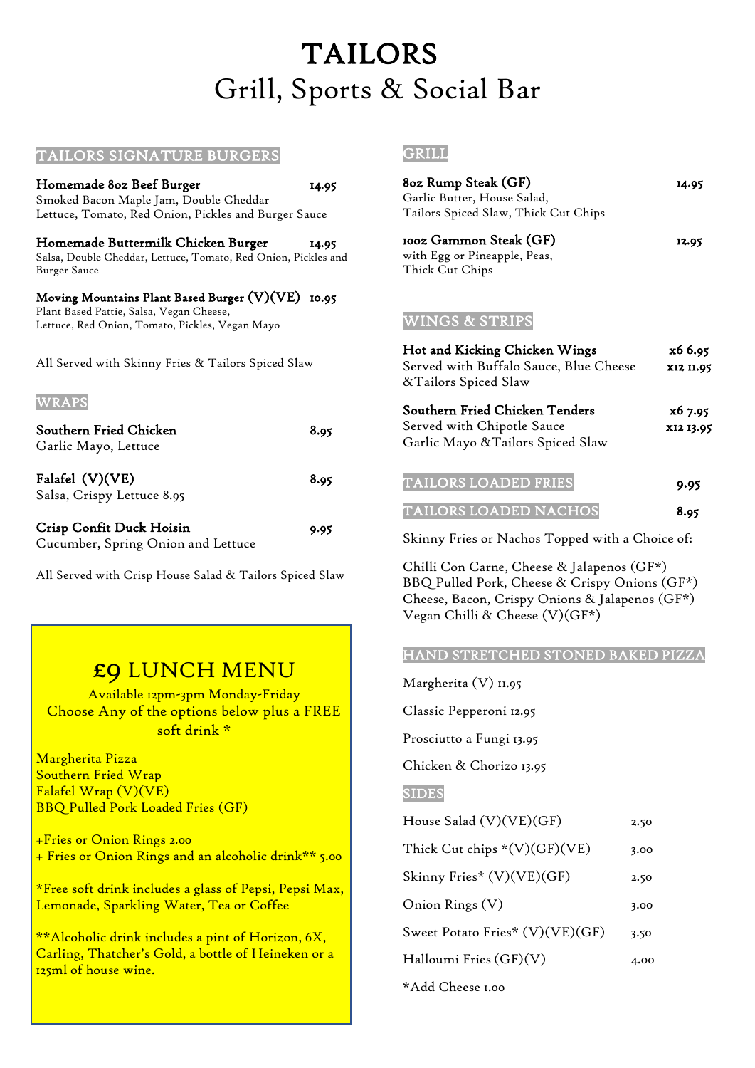# TAILORS
## Grill, Sports & Social Bar

### TAILORS SIGNATURE BURGERS

**Homemade 8oz Beef Burger** 14.95
Smoked Bacon Maple Jam, Double Cheddar
Lettuce, Tomato, Red Onion, Pickles and Burger Sauce

**Homemade Buttermilk Chicken Burger** 14.95
Salsa, Double Cheddar, Lettuce, Tomato, Red Onion, Pickles and Burger Sauce

**Moving Mountains Plant Based Burger (V)(VE)** 10.95
Plant Based Pattie, Salsa, Vegan Cheese,
Lettuce, Red Onion, Tomato, Pickles, Vegan Mayo

All Served with Skinny Fries & Tailors Spiced Slaw

### WRAPS

**Southern Fried Chicken** 8.95
Garlic Mayo, Lettuce

**Falafel (V)(VE)** 8.95
Salsa, Crispy Lettuce 8.95

**Crisp Confit Duck Hoisin** 9.95
Cucumber, Spring Onion and Lettuce

All Served with Crisp House Salad & Tailors Spiced Slaw

### £9 LUNCH MENU

Available 12pm-3pm Monday-Friday
Choose Any of the options below plus a FREE soft drink *

Margherita Pizza
Southern Fried Wrap
Falafel Wrap (V)(VE)
BBQ Pulled Pork Loaded Fries (GF)

+Fries or Onion Rings 2.00
+ Fries or Onion Rings and an alcoholic drink** 5.00

*Free soft drink includes a glass of Pepsi, Pepsi Max, Lemonade, Sparkling Water, Tea or Coffee

**Alcoholic drink includes a pint of Horizon, 6X, Carling, Thatcher's Gold, a bottle of Heineken or a 125ml of house wine.

### GRILL

**8oz Rump Steak (GF)** 14.95
Garlic Butter, House Salad,
Tailors Spiced Slaw, Thick Cut Chips

**10oz Gammon Steak (GF)** 12.95
with Egg or Pineapple, Peas,
Thick Cut Chips

### WINGS & STRIPS

**Hot and Kicking Chicken Wings** x6 6.95 / x12 11.95
Served with Buffalo Sauce, Blue Cheese &Tailors Spiced Slaw

**Southern Fried Chicken Tenders** x6 7.95 / x12 13.95
Served with Chipotle Sauce
Garlic Mayo &Tailors Spiced Slaw

### TAILORS LOADED FRIES 9.95

### TAILORS LOADED NACHOS 8.95

Skinny Fries or Nachos Topped with a Choice of:

Chilli Con Carne, Cheese & Jalapenos (GF*)
BBQ Pulled Pork, Cheese & Crispy Onions (GF*)
Cheese, Bacon, Crispy Onions & Jalapenos (GF*)
Vegan Chilli & Cheese (V)(GF*)

### HAND STRETCHED STONED BAKED PIZZA

Margherita (V) 11.95

Classic Pepperoni 12.95

Prosciutto a Fungi 13.95

Chicken & Chorizo 13.95

### SIDES

| Item | Price |
|---|---|
| House Salad (V)(VE)(GF) | 2.50 |
| Thick Cut chips *(V)(GF)(VE) | 3.00 |
| Skinny Fries* (V)(VE)(GF) | 2.50 |
| Onion Rings (V) | 3.00 |
| Sweet Potato Fries* (V)(VE)(GF) | 3.50 |
| Halloumi Fries (GF)(V) | 4.00 |

*Add Cheese 1.00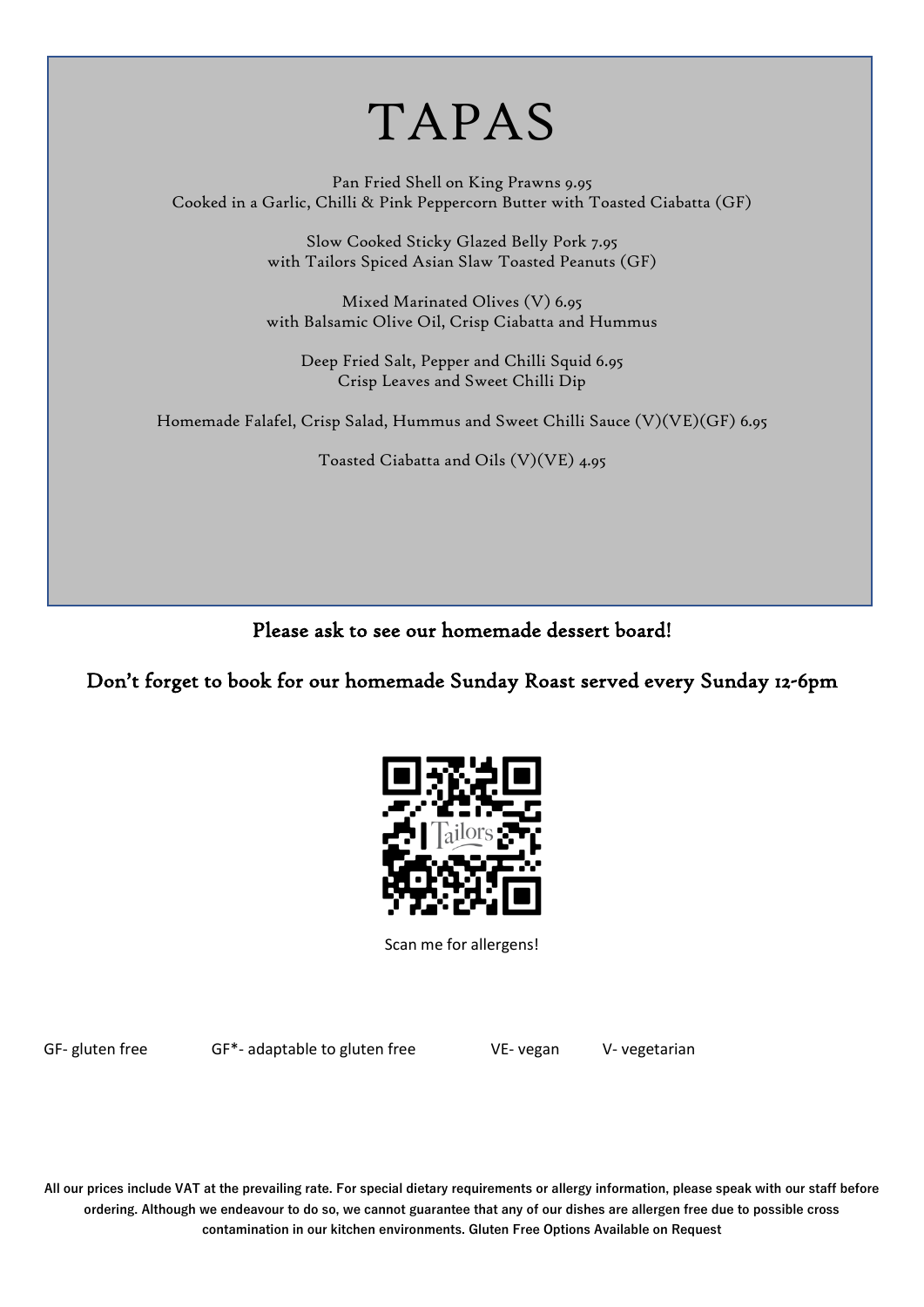# TAPAS

Pan Fried Shell on King Prawns 9.95
Cooked in a Garlic, Chilli & Pink Peppercorn Butter with Toasted Ciabatta (GF)

Slow Cooked Sticky Glazed Belly Pork 7.95
with Tailors Spiced Asian Slaw Toasted Peanuts (GF)

Mixed Marinated Olives (V) 6.95
with Balsamic Olive Oil, Crisp Ciabatta and Hummus

Deep Fried Salt, Pepper and Chilli Squid 6.95
Crisp Leaves and Sweet Chilli Dip

Homemade Falafel, Crisp Salad, Hummus and Sweet Chilli Sauce (V)(VE)(GF) 6.95

Toasted Ciabatta and Oils (V)(VE) 4.95

Please ask to see our homemade dessert board!

Don't forget to book for our homemade Sunday Roast served every Sunday 12-6pm

Scan me for allergens!

GF- gluten free GF*- adaptable to gluten free VE- vegan V- vegetarian

**All our prices include VAT at the prevailing rate. For special dietary requirements or allergy information, please speak with our staff before ordering. Although we endeavour to do so, we cannot guarantee that any of our dishes are allergen free due to possible cross contamination in our kitchen environments. Gluten Free Options Available on Request**